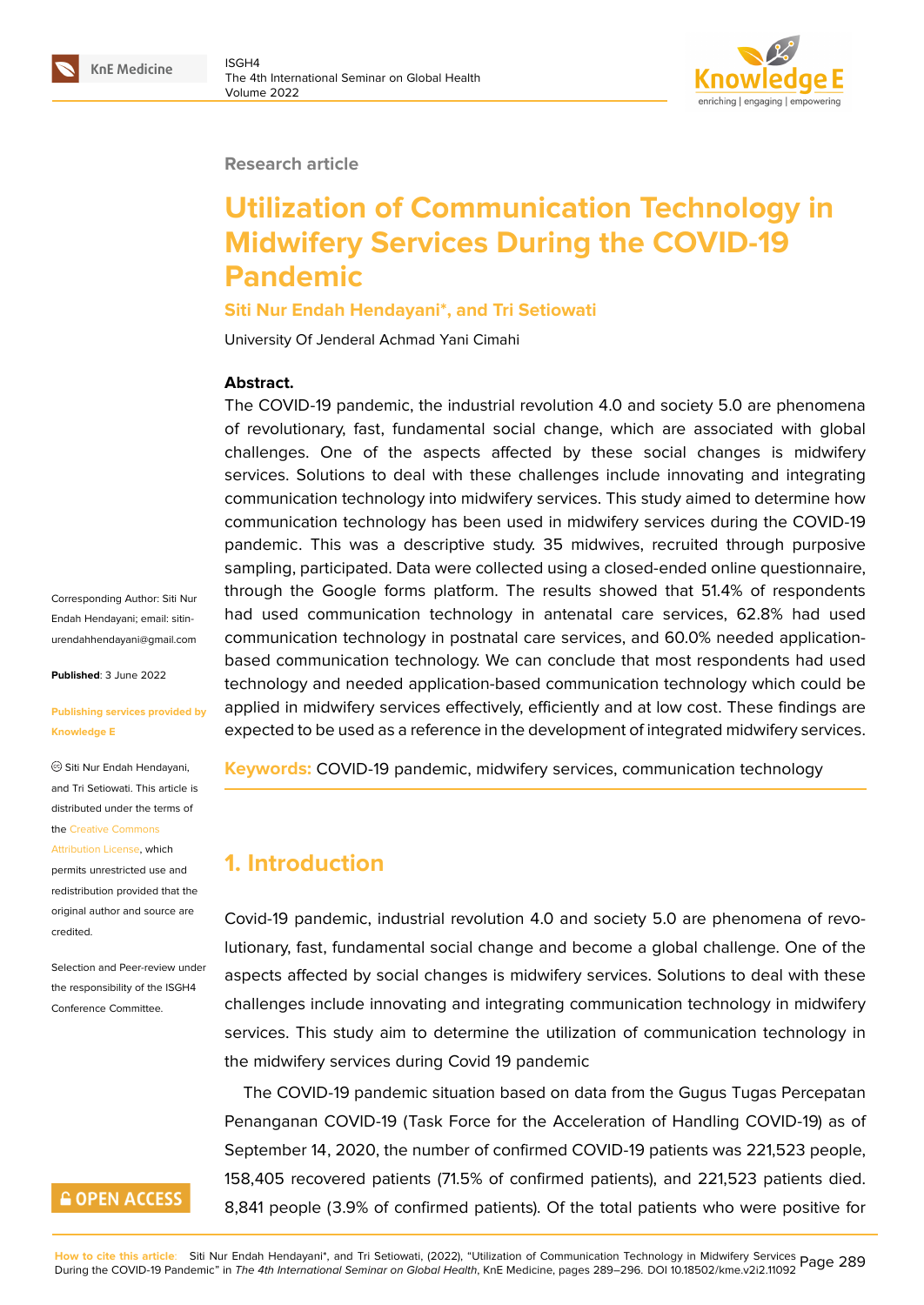Research article

# Utilization of Communication Technology in Midwifery Services During the COVID-19 Pandemic

**Siti Nur Endah Hendayani*, and Tri Setiowati**

University Of Jenderal Achmad Yani Cimahi

**Abstract.**
The COVID-19 pandemic, the industrial revolution 4.0 and society 5.0 are phenomena of revolutionary, fast, fundamental social change, which are associated with global challenges. One of the aspects affected by these social changes is midwifery services. Solutions to deal with these challenges include innovating and integrating communication technology into midwifery services. This study aimed to determine how communication technology has been used in midwifery services during the COVID-19 pandemic. This was a descriptive study. 35 midwives, recruited through purposive sampling, participated. Data were collected using a closed-ended online questionnaire, through the Google forms platform. The results showed that 51.4% of respondents had used communication technology in antenatal care services, 62.8% had used communication technology in postnatal care services, and 60.0% needed application-based communication technology. We can conclude that most respondents had used technology and needed application-based communication technology which could be applied in midwifery services effectively, efficiently and at low cost. These findings are expected to be used as a reference in the development of integrated midwifery services.

**Keywords:** COVID-19 pandemic, midwifery services, communication technology

Corresponding Author: Siti Nur Endah Hendayani; email: siti-nurendahhendayani@gmail.com

**Published**: 3 June 2022

**Publishing services provided by Knowledge E**

© Siti Nur Endah Hendayani, and Tri Setiowati. This article is distributed under the terms of the Creative Commons Attribution License, which permits unrestricted use and redistribution provided that the original author and source are credited.

Selection and Peer-review under the responsibility of the ISGH4 Conference Committee.

## 1. Introduction

Covid-19 pandemic, industrial revolution 4.0 and society 5.0 are phenomena of revolutionary, fast, fundamental social change and become a global challenge. One of the aspects affected by social changes is midwifery services. Solutions to deal with these challenges include innovating and integrating communication technology in midwifery services. This study aim to determine the utilization of communication technology in the midwifery services during Covid 19 pandemic

The COVID-19 pandemic situation based on data from the Gugus Tugas Percepatan Penanganan COVID-19 (Task Force for the Acceleration of Handling COVID-19) as of September 14, 2020, the number of confirmed COVID-19 patients was 221,523 people, 158,405 recovered patients (71.5% of confirmed patients), and 221,523 patients died. 8,841 people (3.9% of confirmed patients). Of the total patients who were positive for

How to cite this article: Siti Nur Endah Hendayani*, and Tri Setiowati, (2022), "Utilization of Communication Technology in Midwifery Services During the COVID-19 Pandemic" in *The 4th International Seminar on Global Health*, KnE Medicine, pages 289–296. DOI 10.18502/kme.v2i2.11092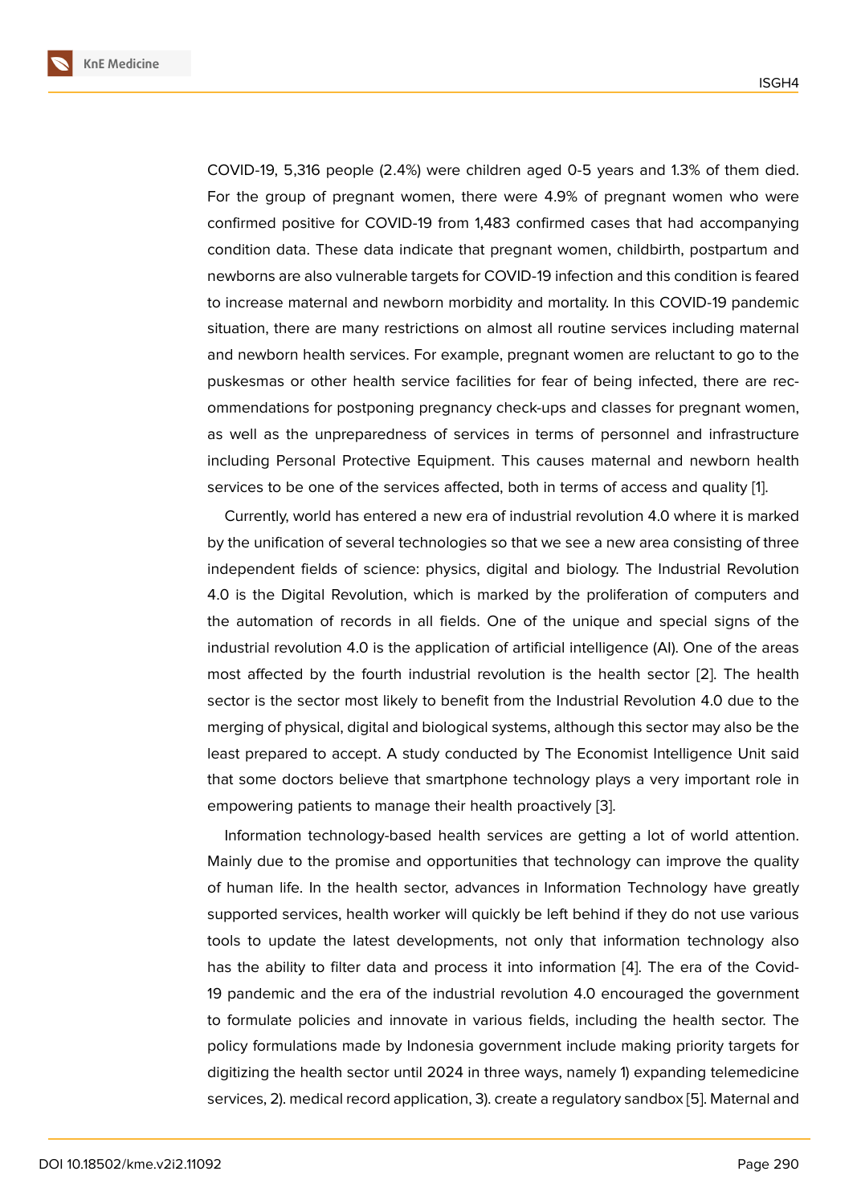COVID-19, 5,316 people (2.4%) were children aged 0-5 years and 1.3% of them died. For the group of pregnant women, there were 4.9% of pregnant women who were confirmed positive for COVID-19 from 1,483 confirmed cases that had accompanying condition data. These data indicate that pregnant women, childbirth, postpartum and newborns are also vulnerable targets for COVID-19 infection and this condition is feared to increase maternal and newborn morbidity and mortality. In this COVID-19 pandemic situation, there are many restrictions on almost all routine services including maternal and newborn health services. For example, pregnant women are reluctant to go to the puskesmas or other health service facilities for fear of being infected, there are recommendations for postponing pregnancy check-ups and classes for pregnant women, as well as the unpreparedness of services in terms of personnel and infrastructure including Personal Protective Equipment. This causes maternal and newborn health services to be one of the services affected, both in terms of access and quality [1].

Currently, world has entered a new era of industrial revolution 4.0 where it is marked by the unification of several technologies so that we see a new area consisting of three independent fields of science: physics, digital and biology. The Industrial Revolution 4.0 is the Digital Revolution, which is marked by the proliferation of computers and the automation of records in all fields. One of the unique and special signs of the industrial revolution 4.0 is the application of artificial intelligence (AI). One of the areas most affected by the fourth industrial revolution is the health sector [2]. The health sector is the sector most likely to benefit from the Industrial Revolution 4.0 due to the merging of physical, digital and biological systems, although this sector may also be the least prepared to accept. A study conducted by The Economist Intelligence Unit said that some doctors believe that smartphone technology plays a very important role in empowering patients to manage their health proactively [3].

Information technology-based health services are getting a lot of world attention. Mainly due to the promise and opportunities that technology can improve the quality of human life. In the health sector, advances in Information Technology have greatly supported services, health worker will quickly be left behind if they do not use various tools to update the latest developments, not only that information technology also has the ability to filter data and process it into information [4]. The era of the Covid-19 pandemic and the era of the industrial revolution 4.0 encouraged the government to formulate policies and innovate in various fields, including the health sector. The policy formulations made by Indonesia government include making priority targets for digitizing the health sector until 2024 in three ways, namely 1) expanding telemedicine services, 2). medical record application, 3). create a regulatory sandbox [5]. Maternal and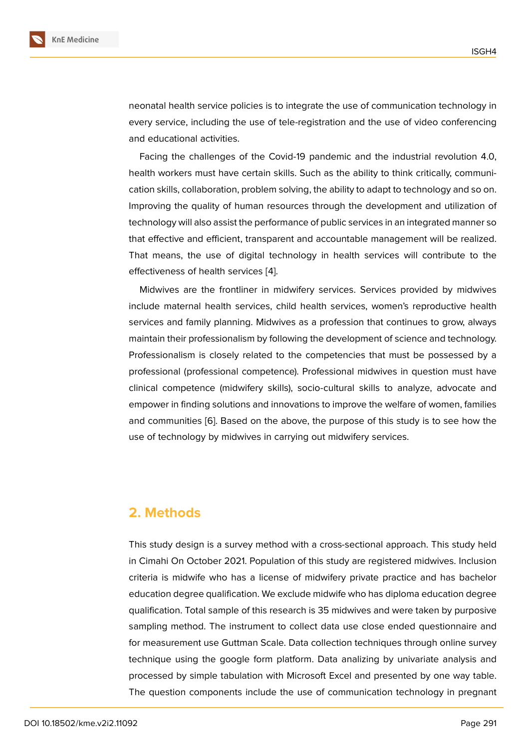neonatal health service policies is to integrate the use of communication technology in every service, including the use of tele-registration and the use of video conferencing and educational activities.

Facing the challenges of the Covid-19 pandemic and the industrial revolution 4.0, health workers must have certain skills. Such as the ability to think critically, communication skills, collaboration, problem solving, the ability to adapt to technology and so on. Improving the quality of human resources through the development and utilization of technology will also assist the performance of public services in an integrated manner so that effective and efficient, transparent and accountable management will be realized. That means, the use of digital technology in health services will contribute to the effectiveness of health services [4].

Midwives are the frontliner in midwifery services. Services provided by midwives include maternal health services, child health services, women's reproductive health services and family planning. Midwives as a profession that continues to grow, always maintain their professionalism by following the development of science and technology. Professionalism is closely related to the competencies that must be possessed by a professional (professional competence). Professional midwives in question must have clinical competence (midwifery skills), socio-cultural skills to analyze, advocate and empower in finding solutions and innovations to improve the welfare of women, families and communities [6]. Based on the above, the purpose of this study is to see how the use of technology by midwives in carrying out midwifery services.

## 2. Methods

This study design is a survey method with a cross-sectional approach. This study held in Cimahi On October 2021. Population of this study are registered midwives. Inclusion criteria is midwife who has a license of midwifery private practice and has bachelor education degree qualification. We exclude midwife who has diploma education degree qualification. Total sample of this research is 35 midwives and were taken by purposive sampling method. The instrument to collect data use close ended questionnaire and for measurement use Guttman Scale. Data collection techniques through online survey technique using the google form platform. Data analizing by univariate analysis and processed by simple tabulation with Microsoft Excel and presented by one way table. The question components include the use of communication technology in pregnant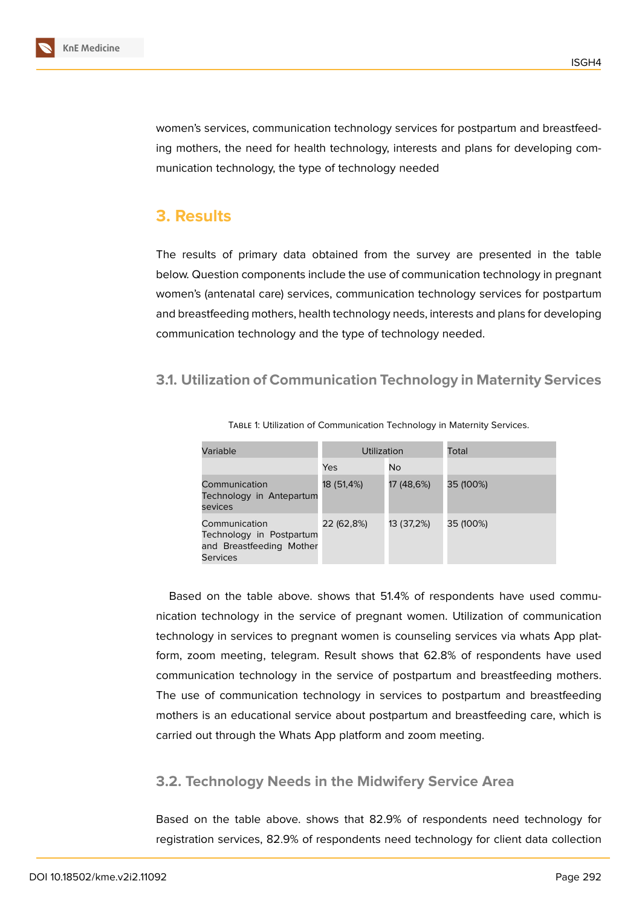women's services, communication technology services for postpartum and breastfeeding mothers, the need for health technology, interests and plans for developing communication technology, the type of technology needed

# 3. Results

The results of primary data obtained from the survey are presented in the table below. Question components include the use of communication technology in pregnant women's (antenatal care) services, communication technology services for postpartum and breastfeeding mothers, health technology needs, interests and plans for developing communication technology and the type of technology needed.

## 3.1. Utilization of Communication Technology in Maternity Services

Table 1: Utilization of Communication Technology in Maternity Services.

| Variable | Utilization | | Total |
|---|---|---|---|
| | Yes | No | |
| Communication Technology in Antepartum sevices | 18 (51,4%) | 17 (48,6%) | 35 (100%) |
| Communication Technology in Postpartum and Breastfeeding Mother Services | 22 (62,8%) | 13 (37,2%) | 35 (100%) |

Based on the table above. shows that 51.4% of respondents have used communication technology in the service of pregnant women. Utilization of communication technology in services to pregnant women is counseling services via whats App platform, zoom meeting, telegram. Result shows that 62.8% of respondents have used communication technology in the service of postpartum and breastfeeding mothers. The use of communication technology in services to postpartum and breastfeeding mothers is an educational service about postpartum and breastfeeding care, which is carried out through the Whats App platform and zoom meeting.

## 3.2. Technology Needs in the Midwifery Service Area

Based on the table above. shows that 82.9% of respondents need technology for registration services, 82.9% of respondents need technology for client data collection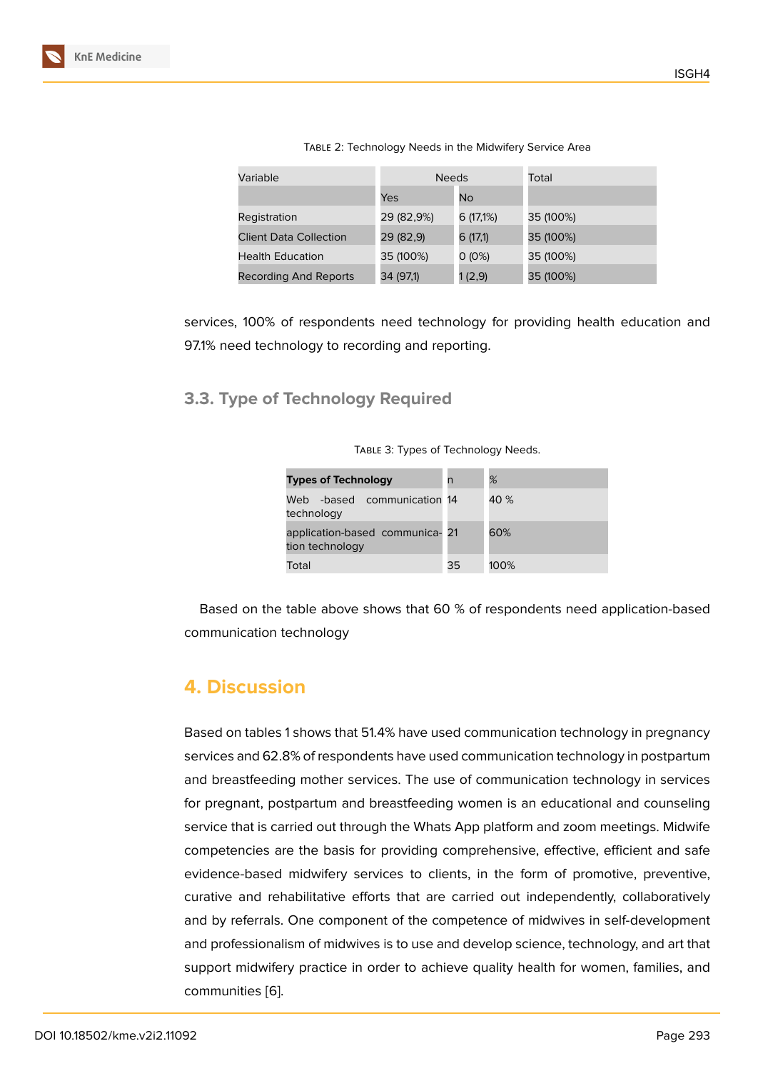Table 2: Technology Needs in the Midwifery Service Area

| Variable | Needs | | Total |
|---|---|---|---|
| | Yes | No | |
| Registration | 29 (82,9%) | 6 (17,1%) | 35 (100%) |
| Client Data Collection | 29 (82,9) | 6 (17,1) | 35 (100%) |
| Health Education | 35 (100%) | 0 (0%) | 35 (100%) |
| Recording And Reports | 34 (97,1) | 1 (2,9) | 35 (100%) |

services, 100% of respondents need technology for providing health education and 97.1% need technology to recording and reporting.

### 3.3. Type of Technology Required

Table 3: Types of Technology Needs.

| **Types of Technology** | n | % |
|---|---|---|
| Web -based communication technology | 14 | 40 % |
| application-based communication technology | 21 | 60% |
| Total | 35 | 100% |

Based on the table above shows that 60 % of respondents need application-based communication technology

## 4. Discussion

Based on tables 1 shows that 51.4% have used communication technology in pregnancy services and 62.8% of respondents have used communication technology in postpartum and breastfeeding mother services. The use of communication technology in services for pregnant, postpartum and breastfeeding women is an educational and counseling service that is carried out through the Whats App platform and zoom meetings. Midwife competencies are the basis for providing comprehensive, effective, efficient and safe evidence-based midwifery services to clients, in the form of promotive, preventive, curative and rehabilitative efforts that are carried out independently, collaboratively and by referrals. One component of the competence of midwives in self-development and professionalism of midwives is to use and develop science, technology, and art that support midwifery practice in order to achieve quality health for women, families, and communities [6].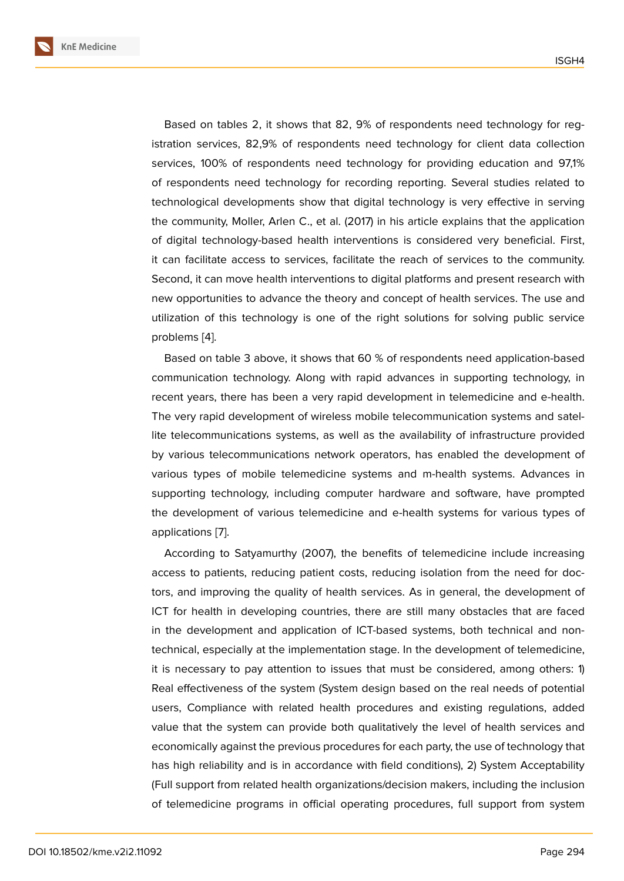Based on tables 2, it shows that 82, 9% of respondents need technology for registration services, 82,9% of respondents need technology for client data collection services, 100% of respondents need technology for providing education and 97,1% of respondents need technology for recording reporting. Several studies related to technological developments show that digital technology is very effective in serving the community, Moller, Arlen C., et al. (2017) in his article explains that the application of digital technology-based health interventions is considered very beneficial. First, it can facilitate access to services, facilitate the reach of services to the community. Second, it can move health interventions to digital platforms and present research with new opportunities to advance the theory and concept of health services. The use and utilization of this technology is one of the right solutions for solving public service problems [4].

Based on table 3 above, it shows that 60 % of respondents need application-based communication technology. Along with rapid advances in supporting technology, in recent years, there has been a very rapid development in telemedicine and e-health. The very rapid development of wireless mobile telecommunication systems and satellite telecommunications systems, as well as the availability of infrastructure provided by various telecommunications network operators, has enabled the development of various types of mobile telemedicine systems and m-health systems. Advances in supporting technology, including computer hardware and software, have prompted the development of various telemedicine and e-health systems for various types of applications [7].

According to Satyamurthy (2007), the benefits of telemedicine include increasing access to patients, reducing patient costs, reducing isolation from the need for doctors, and improving the quality of health services. As in general, the development of ICT for health in developing countries, there are still many obstacles that are faced in the development and application of ICT-based systems, both technical and non-technical, especially at the implementation stage. In the development of telemedicine, it is necessary to pay attention to issues that must be considered, among others: 1) Real effectiveness of the system (System design based on the real needs of potential users, Compliance with related health procedures and existing regulations, added value that the system can provide both qualitatively the level of health services and economically against the previous procedures for each party, the use of technology that has high reliability and is in accordance with field conditions), 2) System Acceptability (Full support from related health organizations/decision makers, including the inclusion of telemedicine programs in official operating procedures, full support from system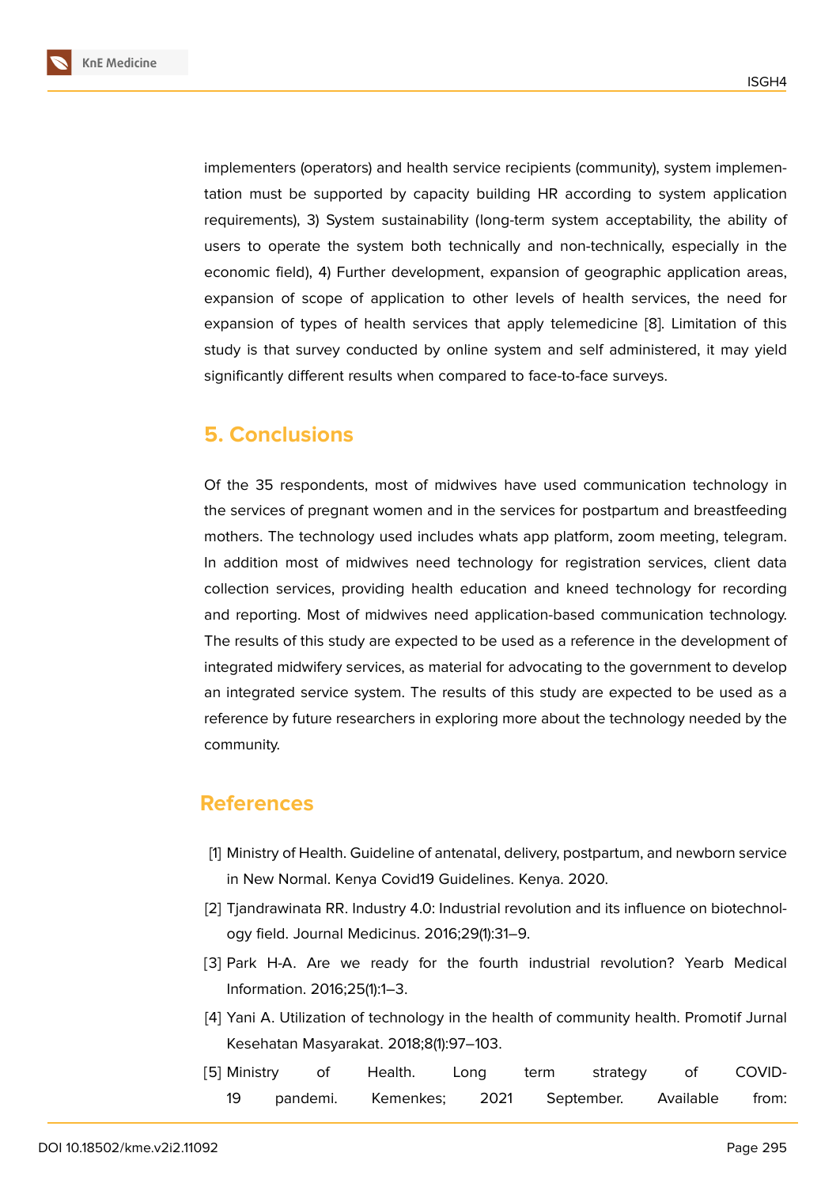implementers (operators) and health service recipients (community), system implementation must be supported by capacity building HR according to system application requirements), 3) System sustainability (long-term system acceptability, the ability of users to operate the system both technically and non-technically, especially in the economic field), 4) Further development, expansion of geographic application areas, expansion of scope of application to other levels of health services, the need for expansion of types of health services that apply telemedicine [8]. Limitation of this study is that survey conducted by online system and self administered, it may yield significantly different results when compared to face-to-face surveys.

## 5. Conclusions

Of the 35 respondents, most of midwives have used communication technology in the services of pregnant women and in the services for postpartum and breastfeeding mothers. The technology used includes whats app platform, zoom meeting, telegram. In addition most of midwives need technology for registration services, client data collection services, providing health education and kneed technology for recording and reporting. Most of midwives need application-based communication technology. The results of this study are expected to be used as a reference in the development of integrated midwifery services, as material for advocating to the government to develop an integrated service system. The results of this study are expected to be used as a reference by future researchers in exploring more about the technology needed by the community.

## References

[1] Ministry of Health. Guideline of antenatal, delivery, postpartum, and newborn service in New Normal. Kenya Covid19 Guidelines. Kenya. 2020.

[2] Tjandrawinata RR. Industry 4.0: Industrial revolution and its influence on biotechnology field. Journal Medicinus. 2016;29(1):31–9.

[3] Park H-A. Are we ready for the fourth industrial revolution? Yearb Medical Information. 2016;25(1):1–3.

[4] Yani A. Utilization of technology in the health of community health. Promotif Jurnal Kesehatan Masyarakat. 2018;8(1):97–103.

[5] Ministry of Health. Long term strategy of COVID-19 pandemi. Kemenkes; 2021 September. Available from: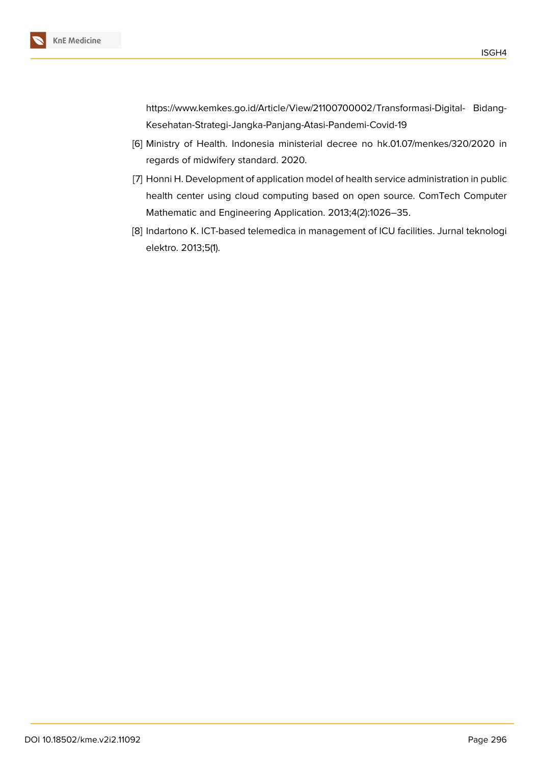https://www.kemkes.go.id/Article/View/21100700002/Transformasi-Digital- Bidang-Kesehatan-Strategi-Jangka-Panjang-Atasi-Pandemi-Covid-19

[6] Ministry of Health. Indonesia ministerial decree no hk.01.07/menkes/320/2020 in regards of midwifery standard. 2020.

[7] Honni H. Development of application model of health service administration in public health center using cloud computing based on open source. ComTech Computer Mathematic and Engineering Application. 2013;4(2):1026–35.

[8] Indartono K. ICT-based telemedica in management of ICU facilities. Jurnal teknologi elektro. 2013;5(1).